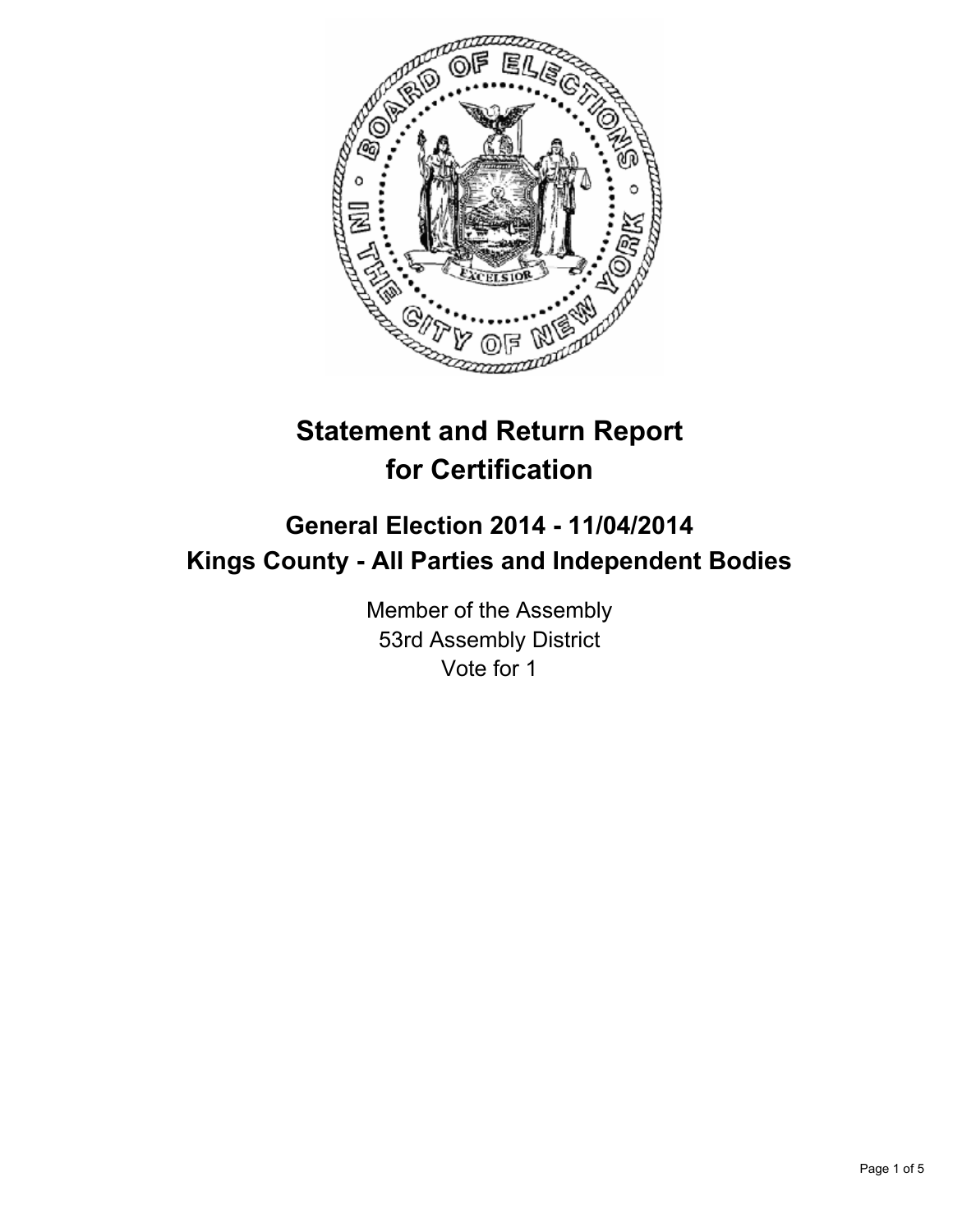# Statement and Return Report for Certification

## General Election 2014 - 11/04/2014
## Kings County - All Parties and Independent Bodies

Member of the Assembly
53rd Assembly District
Vote for 1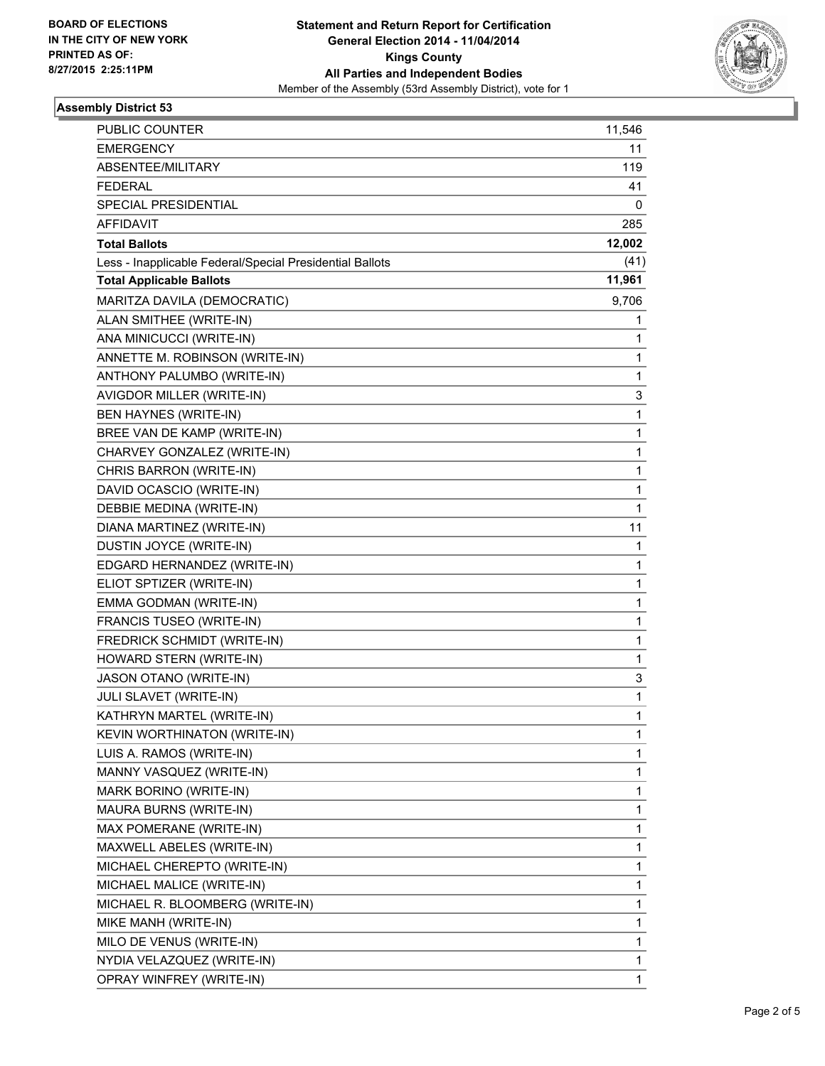BOARD OF ELECTIONS
IN THE CITY OF NEW YORK
PRINTED AS OF:
8/27/2015 2:25:11PM

**Statement and Return Report for Certification**
**General Election 2014 - 11/04/2014**
**Kings County**
**All Parties and Independent Bodies**
Member of the Assembly (53rd Assembly District), vote for 1

## Assembly District 53

| | |
|---|---|
| PUBLIC COUNTER | 11,546 |
| EMERGENCY | 11 |
| ABSENTEE/MILITARY | 119 |
| FEDERAL | 41 |
| SPECIAL PRESIDENTIAL | 0 |
| AFFIDAVIT | 285 |
| **Total Ballots** | **12,002** |
| Less - Inapplicable Federal/Special Presidential Ballots | (41) |
| **Total Applicable Ballots** | **11,961** |
| MARITZA DAVILA (DEMOCRATIC) | 9,706 |
| ALAN SMITHEE (WRITE-IN) | 1 |
| ANA MINICUCCI (WRITE-IN) | 1 |
| ANNETTE M. ROBINSON (WRITE-IN) | 1 |
| ANTHONY PALUMBO (WRITE-IN) | 1 |
| AVIGDOR MILLER (WRITE-IN) | 3 |
| BEN HAYNES (WRITE-IN) | 1 |
| BREE VAN DE KAMP (WRITE-IN) | 1 |
| CHARVEY GONZALEZ (WRITE-IN) | 1 |
| CHRIS BARRON (WRITE-IN) | 1 |
| DAVID OCASCIO (WRITE-IN) | 1 |
| DEBBIE MEDINA (WRITE-IN) | 1 |
| DIANA MARTINEZ (WRITE-IN) | 11 |
| DUSTIN JOYCE (WRITE-IN) | 1 |
| EDGARD HERNANDEZ (WRITE-IN) | 1 |
| ELIOT SPTIZER (WRITE-IN) | 1 |
| EMMA GODMAN (WRITE-IN) | 1 |
| FRANCIS TUSEO (WRITE-IN) | 1 |
| FREDRICK SCHMIDT (WRITE-IN) | 1 |
| HOWARD STERN (WRITE-IN) | 1 |
| JASON OTANO (WRITE-IN) | 3 |
| JULI SLAVET (WRITE-IN) | 1 |
| KATHRYN MARTEL (WRITE-IN) | 1 |
| KEVIN WORTHINATON (WRITE-IN) | 1 |
| LUIS A. RAMOS (WRITE-IN) | 1 |
| MANNY VASQUEZ (WRITE-IN) | 1 |
| MARK BORINO (WRITE-IN) | 1 |
| MAURA BURNS (WRITE-IN) | 1 |
| MAX POMERANE (WRITE-IN) | 1 |
| MAXWELL ABELES (WRITE-IN) | 1 |
| MICHAEL CHEREPTO (WRITE-IN) | 1 |
| MICHAEL MALICE (WRITE-IN) | 1 |
| MICHAEL R. BLOOMBERG (WRITE-IN) | 1 |
| MIKE MANH (WRITE-IN) | 1 |
| MILO DE VENUS (WRITE-IN) | 1 |
| NYDIA VELAZQUEZ (WRITE-IN) | 1 |
| OPRAY WINFREY (WRITE-IN) | 1 |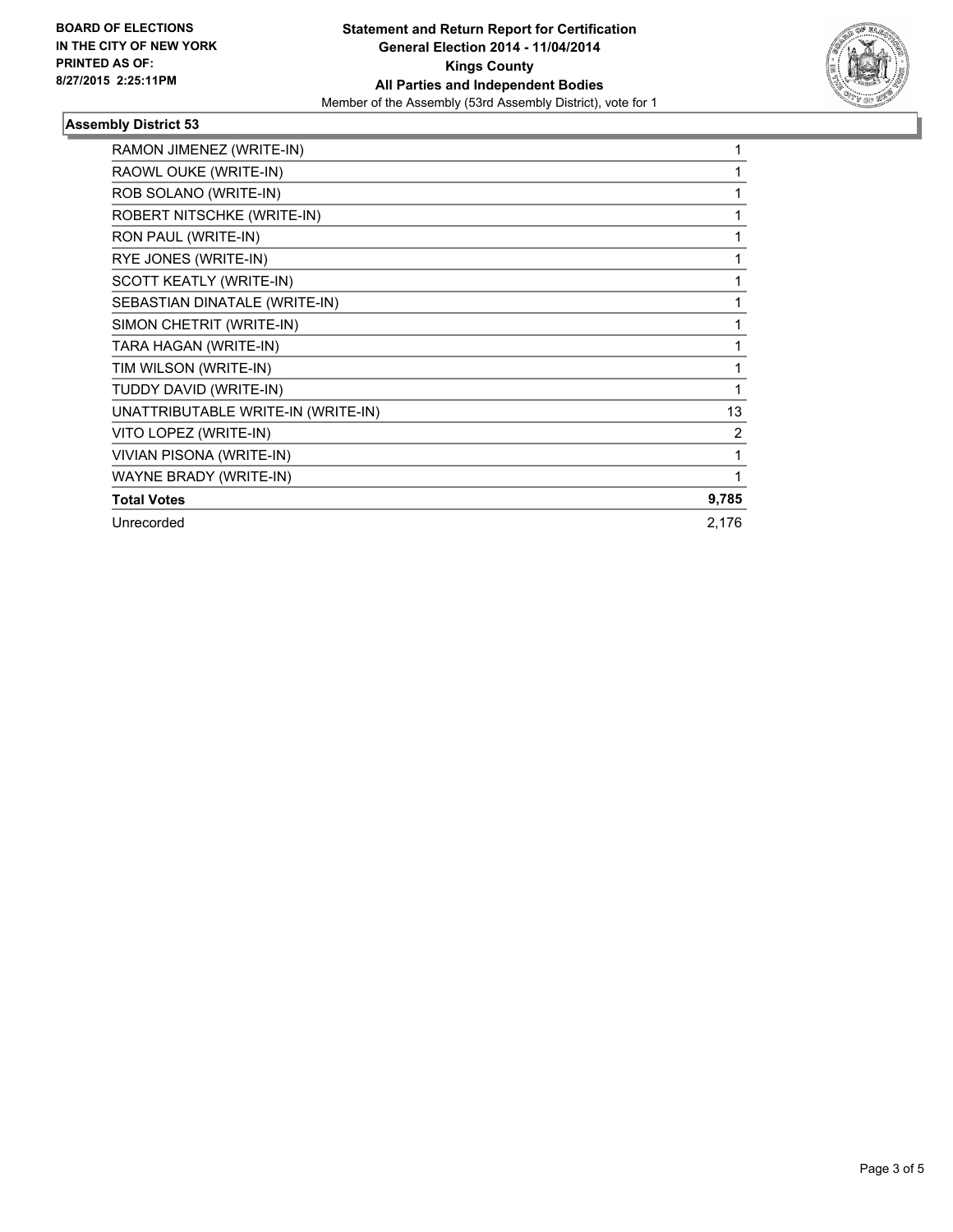**BOARD OF ELECTIONS IN THE CITY OF NEW YORK PRINTED AS OF: 8/27/2015 2:25:11PM**

**Statement and Return Report for Certification**
**General Election 2014 - 11/04/2014**
**Kings County**
**All Parties and Independent Bodies**
Member of the Assembly (53rd Assembly District), vote for 1

## Assembly District 53

| | |
|---|---|
| RAMON JIMENEZ (WRITE-IN) | 1 |
| RAOWL OUKE (WRITE-IN) | 1 |
| ROB SOLANO (WRITE-IN) | 1 |
| ROBERT NITSCHKE (WRITE-IN) | 1 |
| RON PAUL (WRITE-IN) | 1 |
| RYE JONES (WRITE-IN) | 1 |
| SCOTT KEATLY (WRITE-IN) | 1 |
| SEBASTIAN DINATALE (WRITE-IN) | 1 |
| SIMON CHETRIT (WRITE-IN) | 1 |
| TARA HAGAN (WRITE-IN) | 1 |
| TIM WILSON (WRITE-IN) | 1 |
| TUDDY DAVID (WRITE-IN) | 1 |
| UNATTRIBUTABLE WRITE-IN (WRITE-IN) | 13 |
| VITO LOPEZ (WRITE-IN) | 2 |
| VIVIAN PISONA (WRITE-IN) | 1 |
| WAYNE BRADY (WRITE-IN) | 1 |
| **Total Votes** | **9,785** |
| Unrecorded | 2,176 |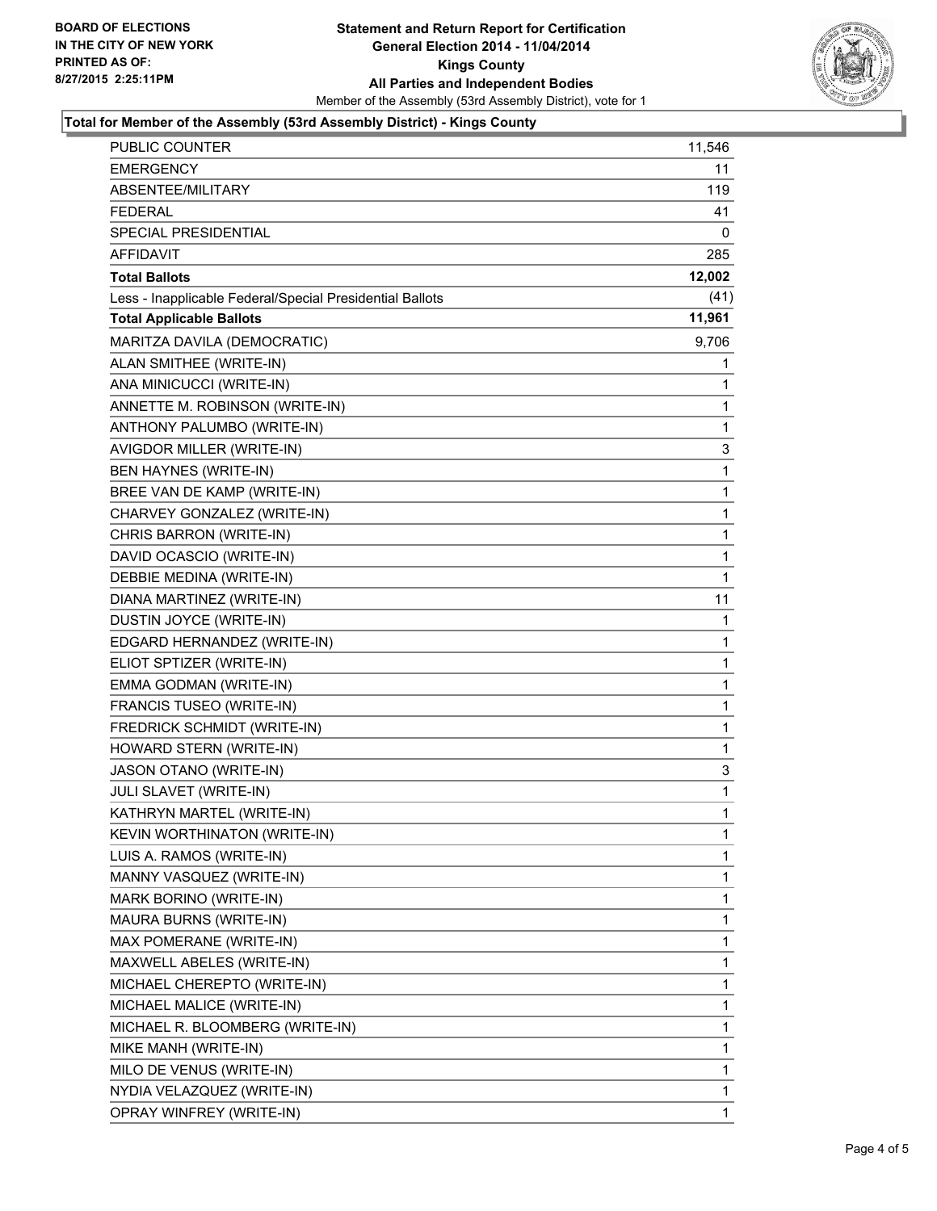**BOARD OF ELECTIONS IN THE CITY OF NEW YORK**
**PRINTED AS OF: 8/27/2015 2:25:11PM**

# Statement and Return Report for Certification
## General Election 2014 - 11/04/2014
## Kings County
## All Parties and Independent Bodies

Member of the Assembly (53rd Assembly District), vote for 1

### Total for Member of the Assembly (53rd Assembly District) - Kings County

| | |
|---|---|
| PUBLIC COUNTER | 11,546 |
| EMERGENCY | 11 |
| ABSENTEE/MILITARY | 119 |
| FEDERAL | 41 |
| SPECIAL PRESIDENTIAL | 0 |
| AFFIDAVIT | 285 |
| **Total Ballots** | **12,002** |
| Less - Inapplicable Federal/Special Presidential Ballots | (41) |
| **Total Applicable Ballots** | **11,961** |
| MARITZA DAVILA (DEMOCRATIC) | 9,706 |
| ALAN SMITHEE (WRITE-IN) | 1 |
| ANA MINICUCCI (WRITE-IN) | 1 |
| ANNETTE M. ROBINSON (WRITE-IN) | 1 |
| ANTHONY PALUMBO (WRITE-IN) | 1 |
| AVIGDOR MILLER (WRITE-IN) | 3 |
| BEN HAYNES (WRITE-IN) | 1 |
| BREE VAN DE KAMP (WRITE-IN) | 1 |
| CHARVEY GONZALEZ (WRITE-IN) | 1 |
| CHRIS BARRON (WRITE-IN) | 1 |
| DAVID OCASCIO (WRITE-IN) | 1 |
| DEBBIE MEDINA (WRITE-IN) | 1 |
| DIANA MARTINEZ (WRITE-IN) | 11 |
| DUSTIN JOYCE (WRITE-IN) | 1 |
| EDGARD HERNANDEZ (WRITE-IN) | 1 |
| ELIOT SPTIZER (WRITE-IN) | 1 |
| EMMA GODMAN (WRITE-IN) | 1 |
| FRANCIS TUSEO (WRITE-IN) | 1 |
| FREDRICK SCHMIDT (WRITE-IN) | 1 |
| HOWARD STERN (WRITE-IN) | 1 |
| JASON OTANO (WRITE-IN) | 3 |
| JULI SLAVET (WRITE-IN) | 1 |
| KATHRYN MARTEL (WRITE-IN) | 1 |
| KEVIN WORTHINATON (WRITE-IN) | 1 |
| LUIS A. RAMOS (WRITE-IN) | 1 |
| MANNY VASQUEZ (WRITE-IN) | 1 |
| MARK BORINO (WRITE-IN) | 1 |
| MAURA BURNS (WRITE-IN) | 1 |
| MAX POMERANE (WRITE-IN) | 1 |
| MAXWELL ABELES (WRITE-IN) | 1 |
| MICHAEL CHEREPTO (WRITE-IN) | 1 |
| MICHAEL MALICE (WRITE-IN) | 1 |
| MICHAEL R. BLOOMBERG (WRITE-IN) | 1 |
| MIKE MANH (WRITE-IN) | 1 |
| MILO DE VENUS (WRITE-IN) | 1 |
| NYDIA VELAZQUEZ (WRITE-IN) | 1 |
| OPRAY WINFREY (WRITE-IN) | 1 |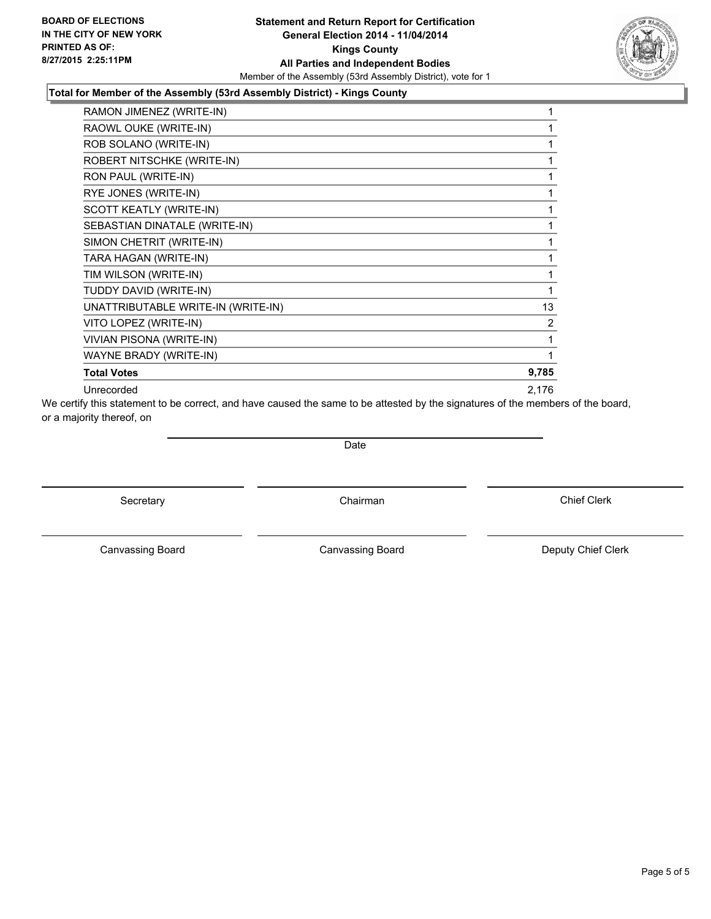**BOARD OF ELECTIONS IN THE CITY OF NEW YORK PRINTED AS OF: 8/27/2015 2:25:11PM**

**Statement and Return Report for Certification**
**General Election 2014 - 11/04/2014**
**Kings County**
**All Parties and Independent Bodies**
Member of the Assembly (53rd Assembly District), vote for 1

**Total for Member of the Assembly (53rd Assembly District) - Kings County**

| | |
|---|---|
| RAMON JIMENEZ (WRITE-IN) | 1 |
| RAOWL OUKE (WRITE-IN) | 1 |
| ROB SOLANO (WRITE-IN) | 1 |
| ROBERT NITSCHKE (WRITE-IN) | 1 |
| RON PAUL (WRITE-IN) | 1 |
| RYE JONES (WRITE-IN) | 1 |
| SCOTT KEATLY (WRITE-IN) | 1 |
| SEBASTIAN DINATALE (WRITE-IN) | 1 |
| SIMON CHETRIT (WRITE-IN) | 1 |
| TARA HAGAN (WRITE-IN) | 1 |
| TIM WILSON (WRITE-IN) | 1 |
| TUDDY DAVID (WRITE-IN) | 1 |
| UNATTRIBUTABLE WRITE-IN (WRITE-IN) | 13 |
| VITO LOPEZ (WRITE-IN) | 2 |
| VIVIAN PISONA (WRITE-IN) | 1 |
| WAYNE BRADY (WRITE-IN) | 1 |
| **Total Votes** | **9,785** |
| Unrecorded | 2,176 |

We certify this statement to be correct, and have caused the same to be attested by the signatures of the members of the board, or a majority thereof, on

Date

Secretary

Chairman

Chief Clerk

Canvassing Board

Canvassing Board

Deputy Chief Clerk